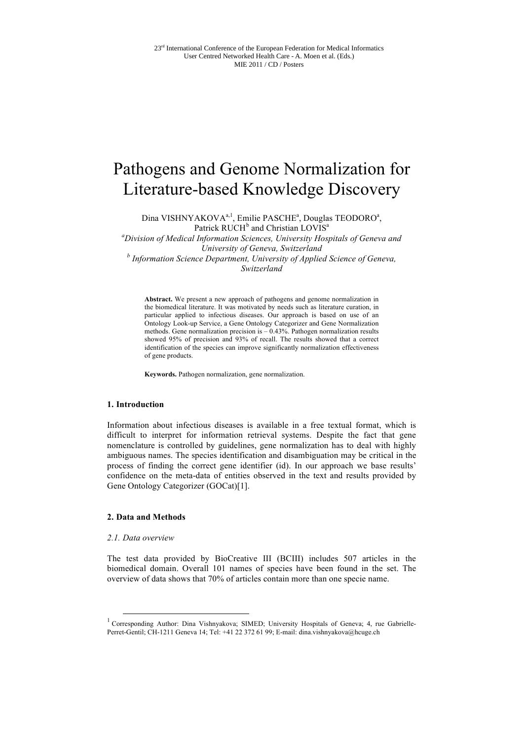# Pathogens and Genome Normalization for Literature-based Knowledge Discovery

Dina VISHNYAKOVA[a,1], Emilie PASCHE[a], Douglas TEODORO[a], Patrick RUCH[b] and Christian LOVIS[a]

[a] *Division of Medical Information Sciences, University Hospitals of Geneva and University of Geneva, Switzerland*

[b] *Information Science Department, University of Applied Science of Geneva, Switzerland*

**Abstract.** We present a new approach of pathogens and genome normalization in the biomedical literature. It was motivated by needs such as literature curation, in particular applied to infectious diseases. Our approach is based on use of an Ontology Look-up Service, a Gene Ontology Categorizer and Gene Normalization methods. Gene normalization precision is – 0.43%. Pathogen normalization results showed 95% of precision and 93% of recall. The results showed that a correct identification of the species can improve significantly normalization effectiveness of gene products.

**Keywords.** Pathogen normalization, gene normalization.

## 1. Introduction

Information about infectious diseases is available in a free textual format, which is difficult to interpret for information retrieval systems. Despite the fact that gene nomenclature is controlled by guidelines, gene normalization has to deal with highly ambiguous names. The species identification and disambiguation may be critical in the process of finding the correct gene identifier (id). In our approach we base results' confidence on the meta-data of entities observed in the text and results provided by Gene Ontology Categorizer (GOCat)[1].

## 2. Data and Methods

### *2.1. Data overview*

The test data provided by BioCreative III (BCIII) includes 507 articles in the biomedical domain. Overall 101 names of species have been found in the set. The overview of data shows that 70% of articles contain more than one specie name.

[1] Corresponding Author: Dina Vishnyakova; SIMED; University Hospitals of Geneva; 4, rue Gabrielle-Perret-Gentil; CH-1211 Geneva 14; Tel: +41 22 372 61 99; E-mail: dina.vishnyakova@hcuge.ch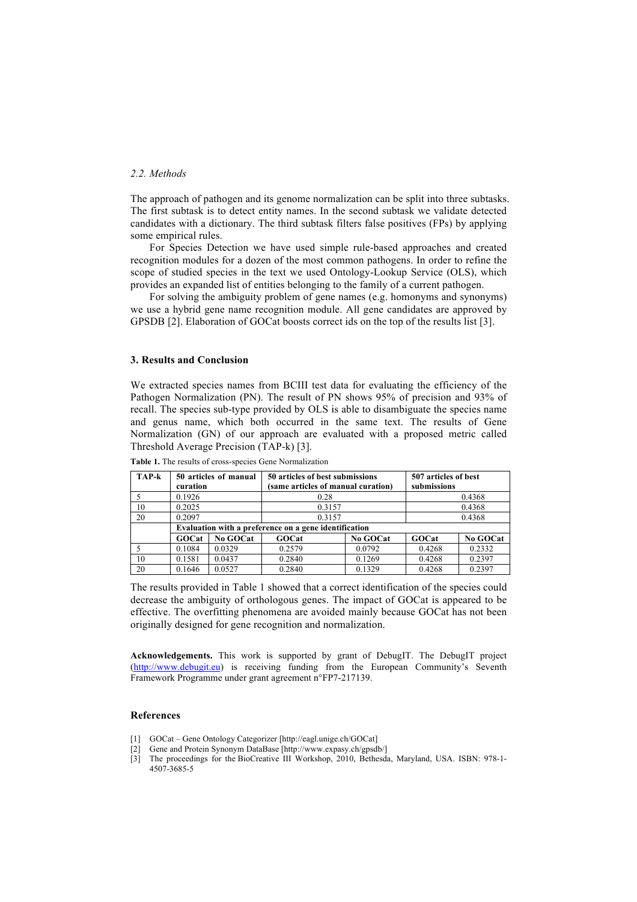*2.2. Methods*

The approach of pathogen and its genome normalization can be split into three subtasks. The first subtask is to detect entity names. In the second subtask we validate detected candidates with a dictionary. The third subtask filters false positives (FPs) by applying some empirical rules.

For Species Detection we have used simple rule-based approaches and created recognition modules for a dozen of the most common pathogens. In order to refine the scope of studied species in the text we used Ontology-Lookup Service (OLS), which provides an expanded list of entities belonging to the family of a current pathogen.

For solving the ambiguity problem of gene names (e.g. homonyms and synonyms) we use a hybrid gene name recognition module. All gene candidates are approved by GPSDB [2]. Elaboration of GOCat boosts correct ids on the top of the results list [3].

## 3. Results and Conclusion

We extracted species names from BCIII test data for evaluating the efficiency of the Pathogen Normalization (PN). The result of PN shows 95% of precision and 93% of recall. The species sub-type provided by OLS is able to disambiguate the species name and genus name, which both occurred in the same text. The results of Gene Normalization (GN) of our approach are evaluated with a proposed metric called Threshold Average Precision (TAP-k) [3].

**Table 1.** The results of cross-species Gene Normalization

| TAP-k | 50 articles of manual curation | | 50 articles of best submissions (same articles of manual curation) | | 507 articles of best submissions | |
|---|---|---|---|---|---|---|
| 5 | 0.1926 | | 0.28 | | 0.4368 | |
| 10 | 0.2025 | | 0.3157 | | 0.4368 | |
| 20 | 0.2097 | | 0.3157 | | 0.4368 | |
| | **Evaluation with a preference on a gene identification** | | | | | |
| | **GOCat** | **No GOCat** | **GOCat** | **No GOCat** | **GOCat** | **No GOCat** |
| 5 | 0.1084 | 0.0329 | 0.2579 | 0.0792 | 0.4268 | 0.2332 |
| 10 | 0.1581 | 0.0437 | 0.2840 | 0.1269 | 0.4268 | 0.2397 |
| 20 | 0.1646 | 0.0527 | 0.2840 | 0.1329 | 0.4268 | 0.2397 |

The results provided in Table 1 showed that a correct identification of the species could decrease the ambiguity of orthologous genes. The impact of GOCat is appeared to be effective. The overfitting phenomena are avoided mainly because GOCat has not been originally designed for gene recognition and normalization.

**Acknowledgements.** This work is supported by grant of DebugIT. The DebugIT project (http://www.debugit.eu) is receiving funding from the European Community's Seventh Framework Programme under grant agreement n°FP7-217139.

## References

[1] GOCat – Gene Ontology Categorizer [http://eagl.unige.ch/GOCat]

[2] Gene and Protein Synonym DataBase [http://www.expasy.ch/gpsdb/]

[3] The proceedings for the BioCreative III Workshop, 2010, Bethesda, Maryland, USA. ISBN: 978-1-4507-3685-5